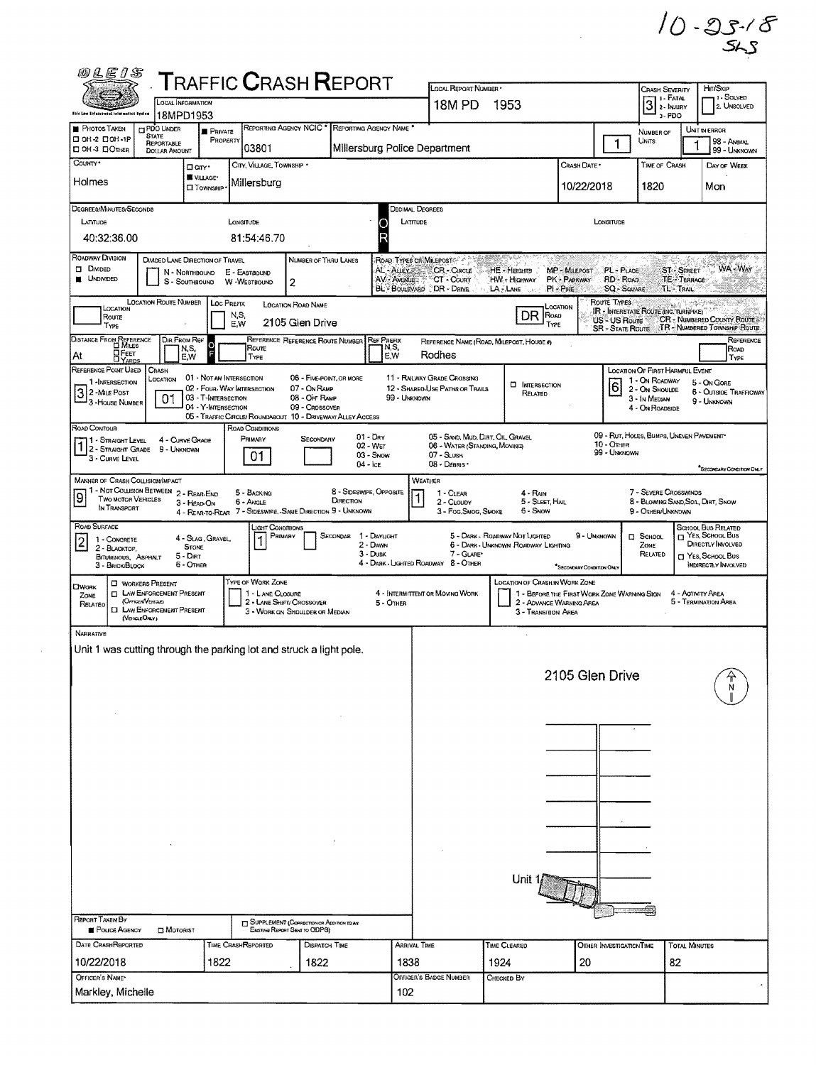10-23-18
SLS

# TRAFFIC CRASH REPORT

OLEIS — Ohio Law Enforcement Information System

| Field | Value |
|---|---|
| Local Information | 18MPD1953 |
| Local Report Number | 18M PD 1953 |
| Crash Severity (1 - Fatal, 2 - Injury, 3 - PDO) | 3 |
| Hit/Skip (1 - Solved, 2. Unsolved) | |
| Photos Taken | ☐ OH-2 ☐ OH-1P ☐ OH-3 ☐ Other |
| PDO Under State Reportable Dollar Amount | ☐ |
| Private Property | ■ |
| Reporting Agency NCIC | 03801 |
| Reporting Agency Name | Millersburg Police Department |
| Number of Units | 1 |
| Unit in Error (98 - Animal, 99 - Unknown) | 1 |
| County | Holmes |
| City / Village / Township | ■ Village — Millersburg |
| Crash Date | 10/22/2018 |
| Time of Crash | 1820 |
| Day of Week | Mon |

**Degrees/Minutes/Seconds**

| Latitude | Longitude |
|---|---|
| 40:32:36.00 | 81:54:46.70 |

**Decimal Degrees** — Latitude: / Longitude:

| Field | Value |
|---|---|
| Roadway Division | ☐ Divided ■ Undivided |
| Divided Lane Direction of Travel | N - Northbound, E - Eastbound, S - Southbound, W - Westbound |
| Number of Thru Lanes | 2 |
| Road Types or Milepost | AL - Alley, AV - Avenue, BL - Boulevard, CR - Circle, CT - Court, DR - Drive, HE - Heights, HW - Highway, LA - Lane, MP - Milepost, PK - Parkway, PI - Pike, PL - Place, RD - Road, SQ - Square, ST - Street, TE - Terrace, TL - Trail, WA - Way |
| Location Route Number | |
| Loc Prefix (N,S, E,W) | |
| Location Road Name | 2105 Glen Drive |
| Location Road Type | DR |
| Route Types | IR - Interstate Route (Inc. Turnpike), US - US Route, SR - State Route, CR - Numbered County Route, TR - Numbered Township Route |
| Distance From Reference | At |
| Dir From Ref | |
| Reference Route Type | |
| Reference Route Number | |
| Ref Prefix | |
| Reference Name (Road, Milepost, House #) | Rodhes |
| Reference Road Type | |
| Reference Point Used (1 - Intersection, 2 - Mile Post, 3 - House Number) | 3 |
| Crash Location | 01 |

Crash Location codes: 01 - Not an Intersection, 02 - Four-Way Intersection, 03 - T-Intersection, 04 - Y-Intersection, 05 - Traffic Circle/Roundabout, 06 - Five-Point, or More, 07 - On Ramp, 08 - Off Ramp, 09 - Crossover, 10 - Driveway/Alley Access, 11 - Railway Grade Crossing, 12 - Shared-Use Paths or Trails, 99 - Unknown

☐ Intersection Related

| Field | Value |
|---|---|
| Location of First Harmful Event | 6 |

Location of First Harmful Event codes: 1 - On Roadway, 2 - On Shoulder, 3 - In Median, 4 - On Roadside, 5 - On Gore, 6 - Outside Trafficway, 9 - Unknown

| Field | Value |
|---|---|
| Road Contour | 1 |
| Road Conditions — Primary | 01 |
| Road Conditions — Secondary | |

Road Contour codes: 1 - Straight Level, 2 - Straight Grade, 3 - Curve Level, 4 - Curve Grade, 9 - Unknown

Road Conditions codes: 01 - Dry, 02 - Wet, 03 - Snow, 04 - Ice, 05 - Sand, Mud, Dirt, Oil, Gravel, 06 - Water (Standing, Moving), 07 - Slush, 08 - Debris, 09 - Rut, Holes, Bumps, Uneven Pavement*, 10 - Other, 99 - Unknown (*Secondary Condition Only)

| Field | Value |
|---|---|
| Manner of Crash Collision/Impact | 9 |
| Weather | 1 |

Manner of Crash codes: 1 - Not Collision Between Two Motor Vehicles In Transport, 2 - Rear-End, 3 - Head-On, 4 - Rear-to-Rear, 5 - Backing, 6 - Angle, 7 - Sideswipe, -Same Direction, 8 - Sideswipe, Opposite Direction, 9 - Unknown

Weather codes: 1 - Clear, 2 - Cloudy, 3 - Fog, Smog, Smoke, 4 - Rain, 5 - Sleet, Hail, 6 - Snow, 7 - Severe Crosswinds, 8 - Blowing Sand, Soil, Dirt, Snow, 9 - Other/Unknown

| Field | Value |
|---|---|
| Road Surface | 2 |
| Light Conditions — Primary | 1 |
| Light Conditions — Secondary | |
| School Zone Related | ☐ |
| School Bus Related | ☐ Yes, School Bus Directly Involved ☐ Yes, School Bus Indirectly Involved |

Road Surface codes: 1 - Concrete, 2 - Blacktop, Bituminous, Asphalt, 3 - Brick/Block, 4 - Slag, Gravel, Stone, 5 - Dirt, 6 - Other

Light Conditions codes: 1 - Daylight, 2 - Dawn, 3 - Dusk, 4 - Dark - Lighted Roadway, 5 - Dark - Roadway Not Lighted, 6 - Dark - Unknown Roadway Lighting, 7 - Glare*, 8 - Other, 9 - Unknown (*Secondary Condition Only)

| Field | Value |
|---|---|
| Work Zone Related | ☐ Workers Present ☐ Law Enforcement Present (Officer/Vehicle) ☐ Law Enforcement Present (Vehicle Only) |
| Type of Work Zone | 1 - Lane Closure, 2 - Lane Shift/Crossover, 3 - Work on Shoulder or Median, 4 - Intermittent or Moving Work, 5 - Other |
| Location of Crash in Work Zone | 1 - Before the First Work Zone Warning Sign, 2 - Advance Warning Area, 3 - Transition Area, 4 - Activity Area, 5 - Termination Area |

## Narrative

Unit 1 was cutting through the parking lot and struck a light pole.

Diagram: 2105 Glen Drive — Unit 1

| Field | Value |
|---|---|
| Report Taken By | ■ Police Agency ☐ Motorist |
| Supplement (Correction or Addition to an Existing Report Sent to ODPS) | ☐ |
| Date Crash Reported | 10/22/2018 |
| Time Crash Reported | 1822 |
| Dispatch Time | 1822 |
| Arrival Time | 1838 |
| Time Cleared | 1924 |
| Other Investigation Time | 20 |
| Total Minutes | 82 |
| Officer's Name | Markley, Michelle |
| Officer's Badge Number | 102 |
| Checked By | |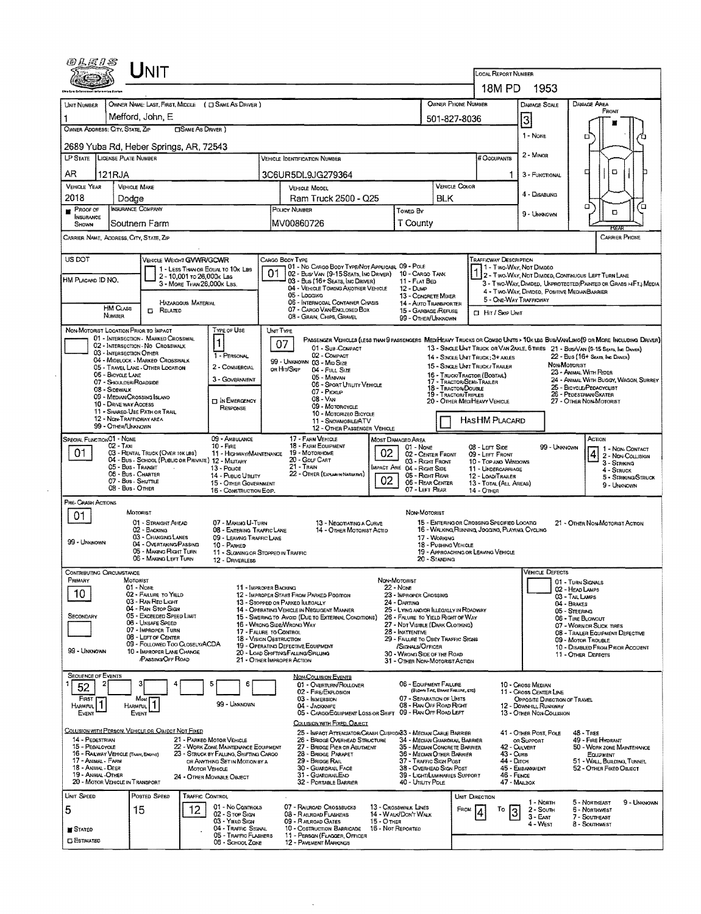# UNIT

**LOCAL REPORT NUMBER:** 18MPD 1953

| UNIT NUMBER | OWNER NAME: LAST, FIRST, MIDDLE ( ☐ SAME AS DRIVER ) | OWNER PHONE NUMBER | DAMAGE SCALE | DAMAGE AREA |
|---|---|---|---|---|
| 1 | Mefford, John, E | 501-827-8036 | 3 | FRONT |

**OWNER ADDRESS: CITY, STATE, ZIP** ☐ SAME AS DRIVER )
2689 Yuba Rd, Heber Springs, AR, 72543

| LP STATE | LICENSE PLATE NUMBER | VEHICLE IDENTIFICATION NUMBER | # OCCUPANTS |
|---|---|---|---|
| AR | 121RJA | 3C6UR5DL9JG279364 | 1 |

| VEHICLE YEAR | VEHICLE MAKE | VEHICLE MODEL | VEHICLE COLOR |
|---|---|---|---|
| 2018 | Dodge | Ram Truck 2500 - Q25 | BLK |

| PROOF OF INSURANCE SHOWN | INSURANCE COMPANY | POLICY NUMBER | TOWED BY |
|---|---|---|---|
| ■ | Southern Farm | MV00860726 | T County |

DAMAGE SCALE: 1 - NONE, 2 - MINOR, 3 - FUNCTIONAL, 4 - DISABLING, 9 - UNKNOWN

CARRIER NAME, ADDRESS, CITY, STATE, ZIP — CARRIER PHONE

US DOT — VEHICLE WEIGHT GVWR/GCWR: 1 - LESS THAN OR EQUAL TO 10K LBS; 2 - 10,001 TO 26,000K LBS; 3 - MORE THAN 26,000K LBS.

HM PLACARD ID NO. — HM CLASS NUMBER — HAZARDOUS MATERIAL ☐ RELATED

CARGO BODY TYPE: **01**
01 - NO CARGO BODY TYPE/NOT APPLICABLE; 02 - BUS/VAN (9-15 SEATS, INC DRIVER); 03 - BUS (16+ SEATS, INC DRIVER); 04 - VEHICLE TOWING ANOTHER VEHICLE; 05 - LOGGING; 06 - INTERMODAL CONTAINER CHASIS; 07 - CARGO VAN/ENCLOSED BOX; 08 - GRAIN, CHIPS, GRAVEL; 09 - POLE; 10 - CARGO TANK; 11 - FLAT BED; 12 - DUMP; 13 - CONCRETE MIXER; 14 - AUTO TRANSPORTER; 15 - GARBAGE/REFUSE; 99 - OTHER/UNKNOWN

TRAFFICWAY DESCRIPTION: **1**
1 - TWO-WAY, NOT DIVIDED; 2 - TWO-WAY, NOT DIVIDED, CONTINUOUS LEFT TURN LANE; 3 - TWO-WAY, DIVIDED, UNPROTECTED (PAINTED OR GRASS >4FT.) MEDIA; 4 - TWO-WAY, DIVIDED, POSITIVE MEDIAN BARRIER; 5 - ONE-WAY TRAFFICWAY
☐ HIT / SKIP UNIT

NON-MOTORIST LOCATION PRIOR TO IMPACT: 01 - INTERSECTION - MARKED CROSSWALK; 02 - INTERSECTION - NO CROSSWALK; 03 - INTERSECTION OTHER; 04 - MIDBLOCK - MARKED CROSSWALK; 05 - TRAVEL LANE - OTHER LOCATION; 06 - BICYCLE LANE; 07 - SHOULDER/ROADSIDE; 08 - SIDEWALK; 09 - MEDIAN/CROSSING ISLAND; 10 - DRIVE WAY ACCESS; 11 - SHARED-USE PATH OR TRAIL; 12 - NON-TRAFFICWAY AREA; 99 - OTHER/UNKNOWN

TYPE OF USE: **1** — 1 - PERSONAL; 2 - COMMERCIAL; 3 - GOVERNMENT; ☐ IN EMERGENCY RESPONSE

UNIT TYPE: **07**
PASSENGER VEHICLES (LESS THAN 9 PASSENGERS MED/HEAVY TRUCKS OR COMBO UNITS > 10K LBS BUS/VAN/LIMO(9 OR MORE INCLUDING DRIVER): 01 - SUB-COMPACT; 02 - COMPACT; 99 - UNKNOWN 03 - MID SIZE OR HIT/SKIP; 04 - FULL SIZE; 05 - MINIVAN; 06 - SPORT UTILITY VEHICLE; 07 - PICKUP; 08 - VAN; 09 - MOTORCYCLE; 10 - MOTORIZED BICYCLE; 11 - SNOWMOBILE/ATV; 12 - OTHER PASSENGER VEHICLE; 13 - SINGLE UNIT TRUCK OR VAN 2AXLE, 6 TIRES; 14 - SINGLE UNIT TRUCK; 3+ AXLES; 15 - SINGLE UNIT TRUCK / TRAILER; 16 - TRUCK/TRACTOR (BOBTAIL); 17 - TRACTOR/SEMI-TRAILER; 18 - TRACTOR/DOUBLE; 19 - TRACTOR/TRIPLES; 20 - OTHER MED/HEAVY VEHICLE; 21 - BUS/VAN (9-15 SEATS, INC DRIVER); 22 - BUS (16+ SEATS, INC DRIVER); NON-MOTORIST: 23 - ANIMAL WITH RIDER; 24 - ANIMAL WITH BUGGY, WAGON, SURREY; 25 - BICYCLE/PEDACYCLIST; 26 - PEDESTRIAN/SKATER; 27 - OTHER NON-MOTORIST
☐ HAS HM PLACARD

SPECIAL FUNCTION: **01**
01 - NONE; 02 - TAXI; 03 - RENTAL TRUCK (OVER 10K LBS); 04 - BUS - SCHOOL (PUBLIC OR PRIVATE); 05 - BUS - TRANSIT; 06 - BUS - CHARTER; 07 - BUS - SHUTTLE; 08 - BUS - OTHER; 09 - AMBULANCE; 10 - FIRE; 11 - HIGHWAY/MAINTENANCE; 12 - MILITARY; 13 - POLICE; 14 - PUBLIC UTILITY; 15 - OTHER GOVERNMENT; 16 - CONSTRUCTION EQIP.; 17 - FARM VEHICLE; 18 - FARM EQUIPMENT; 19 - MOTORHOME; 20 - GOLF CART; 21 - TRAIN; 22 - OTHER (EXPLAIN IN NARRATIVE)

MOST DAMAGED AREA: **02** — IMPACT AREA: **02**
01 - NONE; 02 - CENTER FRONT; 03 - RIGHT FRONT; 04 - RIGHT SIDE; 05 - RIGHT REAR; 06 - REAR CENTER; 07 - LEFT REAR; 08 - LEFT SIDE; 09 - LEFT FRONT; 10 - TOP AND WINDOWS; 11 - UNDERCARRIAGE; 12 - LOAD/TRAILER; 13 - TOTAL (ALL AREAS); 14 - OTHER; 99 - UNKNOWN

ACTION: **4**
1 - NON-CONTACT; 2 - NON-COLLISION; 3 - STRIKING; 4 - STRUCK; 5 - STRIKING/STRUCK; 9 - UNKNOWN

PRE-CRASH ACTIONS: **01**
MOTORIST: 01 - STRAIGHT AHEAD; 02 - BACKING; 03 - CHANGING LANES; 04 - OVERTAKING/PASSING; 05 - MAKING RIGHT TURN; 06 - MAKING LEFT TURN; 07 - MAKING U-TURN; 08 - ENTERING TRAFFIC LANE; 09 - LEAVING TRAFFIC LANE; 10 - PARKED; 11 - SLOWING OR STOPPED IN TRAFFIC; 12 - DRIVERLESS; 13 - NEGOTIATING A CURVE; 14 - OTHER MOTORIST ACTIO; 99 - UNKNOWN
NON-MOTORIST: 15 - ENTERING OR CROSSING SPECIFIED LOCATIO; 16 - WALKING, RUNNING, JOGGING, PLAYING, CYCLING; 17 - WORKING; 18 - PUSHING VEHICLE; 19 - APPROACHING OR LEAVING VEHICLE; 20 - STANDING; 21 - OTHER NON-MOTORIST ACTION

CONTRIBUTING CIRCUMSTANCE — PRIMARY: **10** — SECONDARY: — 99 - UNKNOWN
MOTORIST: 01 - NONE; 02 - FAILURE TO YIELD; 03 - RAN RED LIGHT; 04 - RAN STOP SIGN; 05 - EXCEEDED SPEED LIMIT; 06 - UNSAFE SPEED; 07 - IMPROPER TURN; 08 - LEFT OF CENTER; 09 - FOLLOWED TOO CLOSELY/ACDA; 10 - IMPROPER LANE CHANGE /PASSING/OFF ROAD; 11 - IMPROPER BACKING; 12 - IMPROPER START FROM PARKED POSITION; 13 - STOPPED OR PARKED ILLEGALLY; 14 - OPERATING VEHICLE IN NEGLIGENT MANNER; 15 - SWERING TO AVOID (DUE TO EXTERNAL CONDITIONS); 16 - WRONG SIDE/WRONG WAY; 17 - FAILURE TO CONTROL; 18 - VISION OBSTRUCTION; 19 - OPERATING DEFECTIVE EQUIPMENT; 20 - LOAD SHIFTING/FALLING/SPILLING; 21 - OTHER IMPROPER ACTION
NON-MOTORIST: 22 - NONE; 23 - IMPROPER CROSSING; 24 - DARTING; 25 - LYING AND/OR ILLEGALLY IN ROADWAY; 26 - FALURE TO YIELD RIGHT OF WAY; 27 - NOT VISIBLE (DARK CLOTHING); 28 - INATTENTIVE; 29 - FAILURE TO OBEY TRAFFIC SIGNS /SIGNALS/OFFICER; 30 - WRONG SIDE OF THE ROAD; 31 - OTHER NON-MOTORIST ACTION

VEHICLE DEFECTS: 01 - TURN SIGNALS; 02 - HEAD LAMPS; 03 - TAIL LAMPS; 04 - BRAKES; 05 - STEERING; 06 - TIRE BLOWOUT; 07 - WORN OR SLICK TIRES; 08 - TRAILER EQUIPMENT DEFECTIVE; 09 - MOTOR TROUBLE; 10 - DISABLED FROM PRIOR ACCIDENT; 11 - OTHER DEFECTS

SEQUENCE OF EVENTS: 1: **52** | 2: | 3: | 4: | 5: | 6: — FIRST HARMFUL EVENT: **1** — MOST HARMFUL EVENT: **1** — 99 - UNKNOWN

NON-COLLISION EVENTS: 01 - OVERTURN/ROLLOVER; 02 - FIRE/EXPLOSION; 03 - IMMERSION; 04 - JACKKNIFE; 05 - CARGO/EQUIPMENT LOSS OR SHIFT; 06 - EQUIPMENT FAILURE (BLOWN TIRE, BRAKE FAILURE, ETC); 07 - SEPARATION OF UNITS; 08 - RAN OFF ROAD RIGHT; 09 - RAN OFF ROAD LEFT; 10 - CROSS MEDIAN; 11 - CROSS CENTER LINE OPPOSITE DIRECTION OF TRAVEL; 12 - DOWNHILL RUNAWAY; 13 - OTHER NON-COLLISION

COLLISION WITH PERSON, VEHICLE OR OBJECT NOT FIXED: 14 - PEDESTRIAN; 15 - PEDALCYCLE; 16 - RAILWAY VEHICLE (TRAIN, ENGINE); 17 - ANIMAL - FARM; 18 - ANIMAL - DEER; 19 - ANIMAL - OTHER; 20 - MOTOR VEHICLE IN TRANSPORT; 21 - PARKED MOTOR VEHICLE; 22 - WORK ZONE MAINTENANCE EQUIPMENT; 23 - STRUCK BY FALLING, SHIFTING CARGO OR ANYTHING SET IN MOTION BY A MOTOR VEHICLE; 24 - OTHER MOVABLE OBJECT

COLLISION WITH FIXED, OBJECT: 25 - IMPACT ATTENUATOR/CRASH CUSHION; 26 - BRIDGE OVERHEAD STRUCTURE; 27 - BRIDGE PIER OR ABUTMENT; 28 - BRIDGE PARAPET; 29 - BRIDGE RAIL; 30 - GUARDRAIL FACE; 31 - GUARDRAILEND; 32 - PORTABLE BARRIER; 33 - MEDIAN CABLE BARRIER; 34 - MEDIAN GUARDRAIL BARRIER; 35 - MEDIAN CONCRETE BARRIER; 36 - MEDIAN OTHER BARRIER; 37 - TRAFFIC SIGN POST; 38 - OVERHEAD SIGN POST; 39 - LIGHT/LUMINARIES SUPPORT; 40 - UTILITY POLE; 41 - OTHER POST, POLE OR SUPPORT; 42 - CULVERT; 43 - CURB; 44 - DITCH; 45 - EMBANKMENT; 46 - FENCE; 47 - MAILBOX; 48 - TREE; 49 - FIRE HYDRANT; 50 - WORK ZONE MAINTENANCE EQUIPMENT; 51 - WALL, BUILDING, TUNNEL; 52 - OTHER FIXED OBJECT

| UNIT SPEED | POSTED SPEED | TRAFFIC CONTROL | UNIT DIRECTION |
|---|---|---|---|
| 5 | 15 | 12 | FROM 4 TO 3 |

■ STATED ☐ ESTIMATED

TRAFFIC CONTROL: 01 - NO CONTROLS; 02 - STOP SIGN; 03 - YIELD SIGN; 04 - TRAFFIC SIGNAL; 05 - TRAFFIC FLASHERS; 06 - SCHOOL ZONE; 07 - RAILROAD CROSSBUCKS; 08 - RAILROAD FLASHERS; 09 - RAILROAD GATES; 10 - COSTRUCTION BARRICADE; 11 - PERSON (FLAGGER, OFFICER); 12 - PAVEMENT MARKINGS; 13 - CROSSWALK LINES; 14 - WALK/DON'T WALK; 15 - OTHER; 16 - NOT REPORTED

UNIT DIRECTION: 1 - NORTH; 2 - SOUTH; 3 - EAST; 4 - WEST; 5 - NORTHEAST; 6 - NORTHWEST; 7 - SOUTHEAST; 8 - SOUTHWEST; 9 - UNKNOWN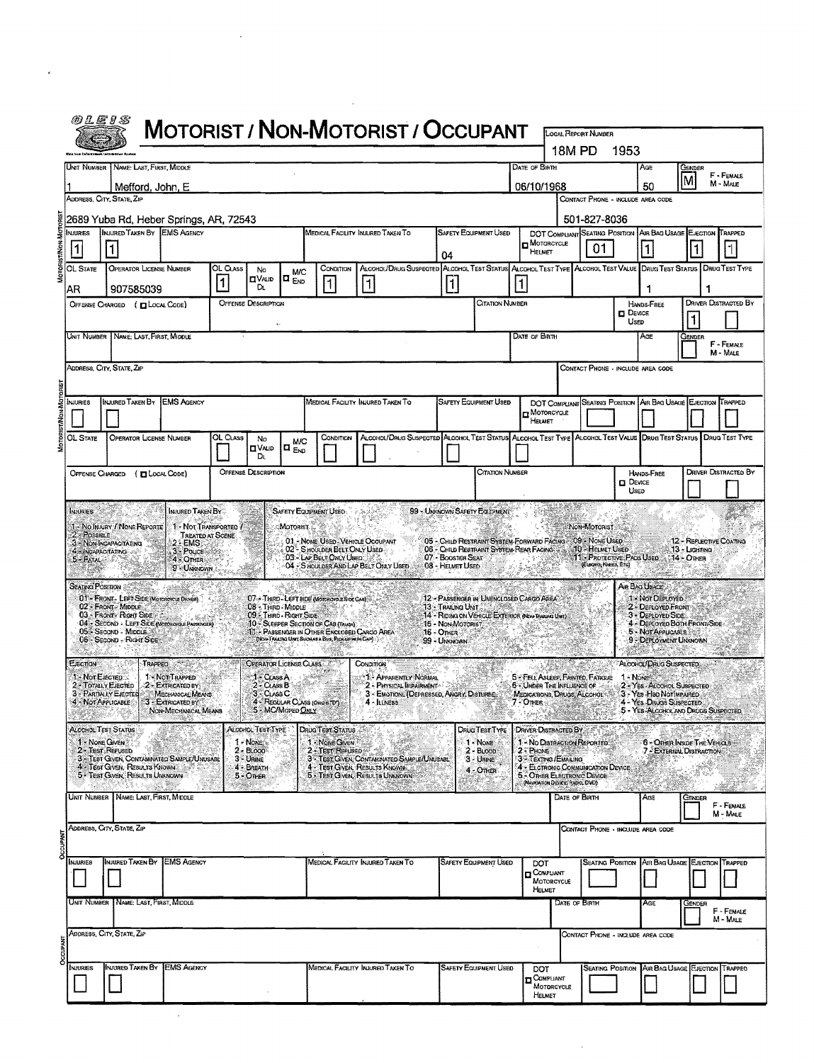# OLEIS

# MOTORIST / NON-MOTORIST / OCCUPANT

**Local Report Number:** 18M PD 1953

## Motorist/Non-Motorist

| Unit Number | Name: Last, First, Middle | Date of Birth | Age | Gender (F - Female, M - Male) |
|---|---|---|---|---|
| 1 | Mefford, John, E | 06/10/1968 | 50 | M |

| Address, City, State, Zip | Contact Phone - Include Area Code |
|---|---|
| 2689 Yuba Rd, Heber Springs, AR, 72543 | 501-827-8036 |

| Injuries | Injured Taken By | EMS Agency | Medical Facility Injured Taken To | Safety Equipment Used | DOT Compliant Motorcycle Helmet | Seating Position | Air Bag Usage | Ejection | Trapped |
|---|---|---|---|---|---|---|---|---|---|
| 1 | 1 | | | 04 | | 01 | 1 | 1 | 1 |

| OL State | Operator License Number | OL Class | No Valid DL | M/C End | Condition | Alcohol/Drug Suspected | Alcohol Test Status | Alcohol Test Type | Alcohol Test Value | Drug Test Status | Drug Test Type |
|---|---|---|---|---|---|---|---|---|---|---|---|
| AR | 907585039 | 1 | | | 1 | 1 | 1 | 1 | | 1 | 1 |

| Offense Charged (Local Code) | Offense Description | Citation Number | Hands-Free Device Used | Driver Distracted By |
|---|---|---|---|---|
| | | | | 1 |

| Unit Number | Name: Last, First, Middle | Date of Birth | Age | Gender (F - Female, M - Male) |
|---|---|---|---|---|
| | | | | |

| Address, City, State, Zip | Contact Phone - Include Area Code |
|---|---|
| | |

| Injuries | Injured Taken By | EMS Agency | Medical Facility Injured Taken To | Safety Equipment Used | DOT Compliant Motorcycle Helmet | Seating Position | Air Bag Usage | Ejection | Trapped |
|---|---|---|---|---|---|---|---|---|---|
| | | | | | | | | | |

| OL State | Operator License Number | OL Class | No Valid DL | M/C End | Condition | Alcohol/Drug Suspected | Alcohol Test Status | Alcohol Test Type | Alcohol Test Value | Drug Test Status | Drug Test Type |
|---|---|---|---|---|---|---|---|---|---|---|---|
| | | | | | | | | | | | |

| Offense Charged (Local Code) | Offense Description | Citation Number | Hands-Free Device Used | Driver Distracted By |
|---|---|---|---|---|
| | | | | |

## Codes

**Injuries:** 1 - No Injury / None Reported; 2 - Possible; 3 - Non-Incapacitating; 4 - Incapacitating; 5 - Fatal

**Injured Taken By:** 1 - Not Transported / Treated at Scene; 2 - EMS; 3 - Police; 4 - Other; 9 - Unknown

**Safety Equipment Used:** 99 - Unknown Safety Equipment

- Motorist: 01 - None Used - Vehicle Occupant; 02 - Shoulder Belt Only Used; 03 - Lap Belt Only Used; 04 - Shoulder and Lap Belt Only Used; 05 - Child Restraint System-Forward Facing; 06 - Child Restraint System-Rear Facing; 07 - Booster Seat; 08 - Helmet Used
- Non-Motorist: 09 - None Used; 10 - Helmet Used; 11 - Protective Pads Used (Elbows, Knees, Etc); 12 - Reflective Coating; 13 - Lighting; 14 - Other

**Seating Position:** 01 - Front - Left Side (Motorcycle Driver); 02 - Front - Middle; 03 - Front - Right Side; 04 - Second - Left Side (Motorcycle Passenger); 05 - Second - Middle; 06 - Second - Right Side; 07 - Third - Left Side (Motorcycle Side Car); 08 - Third - Middle; 09 - Third - Right Side; 10 - Sleeper Section of Cab (Truck); 11 - Passenger in Other Enclosed Cargo Area (Non-Trailing Unit Such as a Bus, Pick-up with Cap); 12 - Passenger in Unenclosed Cargo Area; 13 - Trailing Unit; 14 - Riding on Vehicle Exterior (Non-Trailing Unit); 15 - Non-Motorist; 16 - Other; 99 - Unknown

**Air Bag Usage:** 1 - Not Deployed; 2 - Deployed Front; 3 - Deployed Side; 4 - Deployed Both Front/Side; 5 - Not Applicable; 9 - Deployment Unknown

**Ejection:** 1 - Not Ejected; 2 - Totally Ejected; 3 - Partially Ejected; 4 - Not Applicable

**Trapped:** 1 - Not Trapped; 2 - Extricated by Mechanical Means; 3 - Extricated by Non-Mechanical Means

**Operator License Class:** 1 - Class A; 2 - Class B; 3 - Class C; 4 - Regular Class (Ohio is "D"); 5 - M/C Moped Only

**Condition:** 1 - Apparently Normal; 2 - Physical Impairment; 3 - Emotional (Depressed, Angry, Disturbed); 4 - Illness; 5 - Fell Asleep, Fainted, Fatigue; 6 - Under the Influence of Medications, Drugs, Alcohol; 7 - Other

**Alcohol/Drug Suspected:** 1 - None; 2 - Yes - Alcohol Suspected; 3 - Yes - Hbd Not Impaired; 4 - Yes - Drugs Suspected; 5 - Yes - Alcohol and Drugs Suspected

**Alcohol Test Status:** 1 - None Given; 2 - Test Refused; 3 - Test Given, Contaminated Sample/Unusable; 4 - Test Given, Results Known; 5 - Test Given, Results Unknown

**Alcohol Test Type:** 1 - None; 2 - Blood; 3 - Urine; 4 - Breath; 5 - Other

**Drug Test Status:** 1 - None Given; 2 - Test Refused; 3 - Test Given, Contaminated Sample/Unusable; 4 - Test Given, Results Known; 5 - Test Given, Results Unknown

**Drug Test Type:** 1 - None; 2 - Blood; 3 - Urine; 4 - Other

**Driver Distracted By:** 1 - No Distraction Reported; 2 - Phone; 3 - Texting/Emailing; 4 - Electronic Communication Device; 5 - Other Electronic Device (Navigation Device, Radio, DVD); 6 - Other Inside the Vehicle; 7 - External Distraction

## Occupant

| Unit Number | Name: Last, First, Middle | Date of Birth | Age | Gender (F - Female, M - Male) |
|---|---|---|---|---|
| | | | | |

| Address, City, State, Zip | Contact Phone - Include Area Code |
|---|---|
| | |

| Injuries | Injured Taken By | EMS Agency | Medical Facility Injured Taken To | Safety Equipment Used | DOT Compliant Motorcycle Helmet | Seating Position | Air Bag Usage | Ejection | Trapped |
|---|---|---|---|---|---|---|---|---|---|
| | | | | | | | | | |

## Occupant

| Unit Number | Name: Last, First, Middle | Date of Birth | Age | Gender (F - Female, M - Male) |
|---|---|---|---|---|
| | | | | |

| Address, City, State, Zip | Contact Phone - Include Area Code |
|---|---|
| | |

| Injuries | Injured Taken By | EMS Agency | Medical Facility Injured Taken To | Safety Equipment Used | DOT Compliant Motorcycle Helmet | Seating Position | Air Bag Usage | Ejection | Trapped |
|---|---|---|---|---|---|---|---|---|---|
| | | | | | | | | | |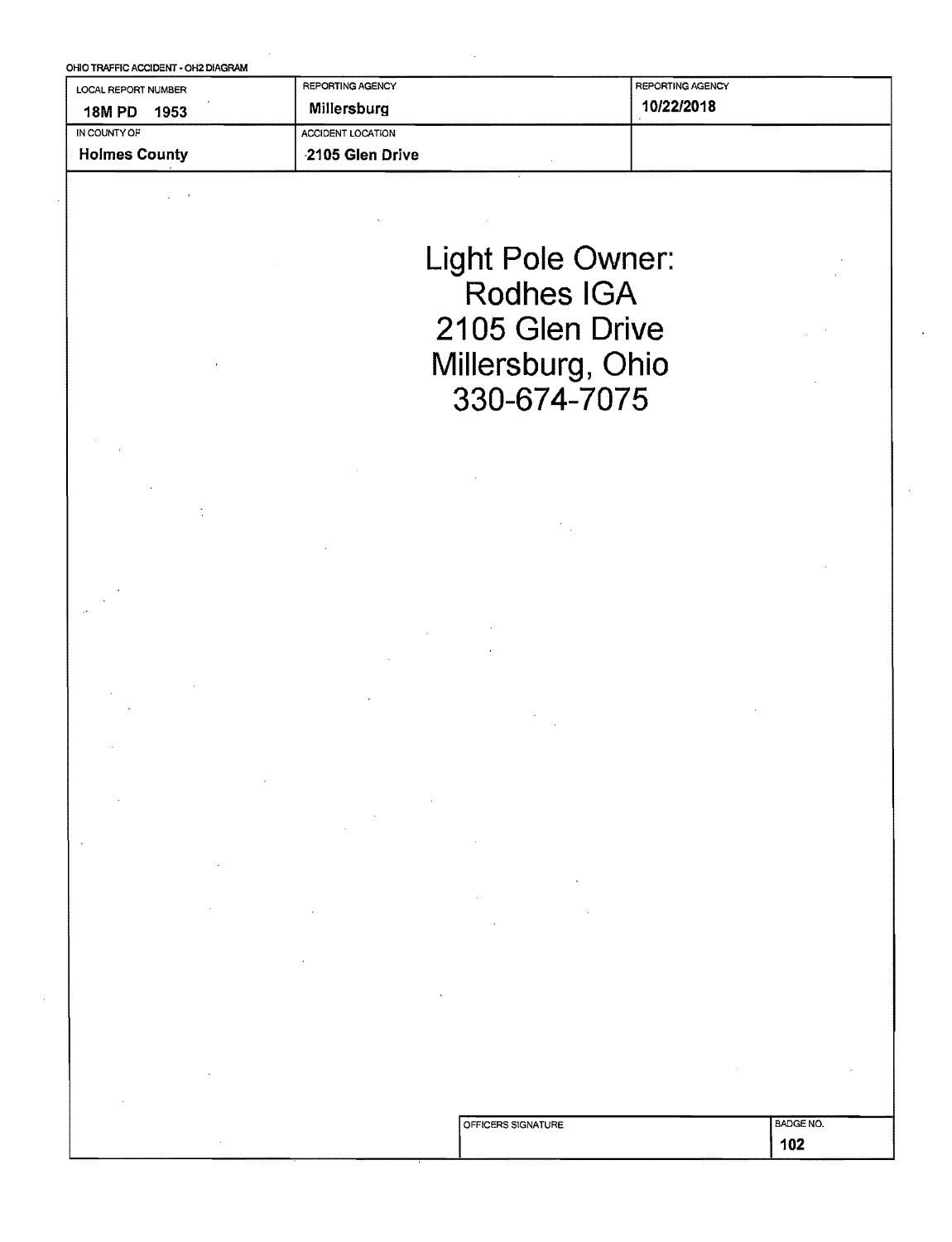OHIO TRAFFIC ACCIDENT - OH2 DIAGRAM

| LOCAL REPORT NUMBER | REPORTING AGENCY | REPORTING AGENCY |
| --- | --- | --- |
| 18M PD 1953 | Millersburg | 10/22/2018 |
| IN COUNTY OF | ACCIDENT LOCATION | |
| Holmes County | 2105 Glen Drive | |

Light Pole Owner:
Rodhes IGA
2105 Glen Drive
Millersburg, Ohio
330-674-7075

| OFFICERS SIGNATURE | BADGE NO. |
| --- | --- |
| | 102 |